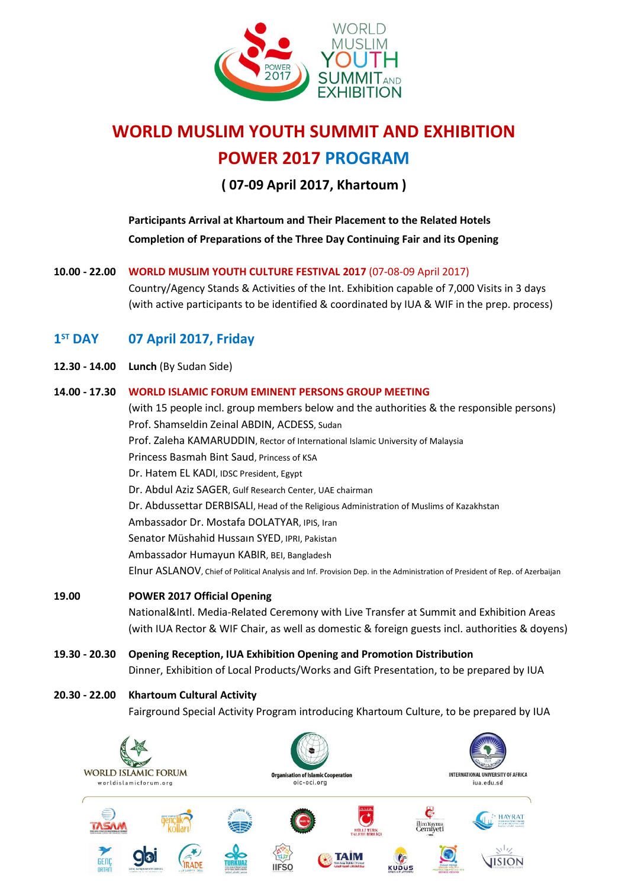# WORLD MUSLIM YOUTH SUMMIT AND EXHIBITION

## POWER 2017 PROGRAM

### ( 07-09 April 2017, Khartoum )

**Participants Arrival at Khartoum and Their Placement to the Related Hotels**
**Completion of Preparations of the Three Day Continuing Fair and its Opening**

**10.00 - 22.00** **WORLD MUSLIM YOUTH CULTURE FESTIVAL 2017** (07-08-09 April 2017)
Country/Agency Stands & Activities of the Int. Exhibition capable of 7,000 Visits in 3 days (with active participants to be identified & coordinated by IUA & WIF in the prep. process)

## 1ST DAY 07 April 2017, Friday

**12.30 - 14.00** **Lunch** (By Sudan Side)

**14.00 - 17.30** **WORLD ISLAMIC FORUM EMINENT PERSONS GROUP MEETING**
(with 15 people incl. group members below and the authorities & the responsible persons)

- Prof. Shamseldin Zeinal ABDIN, ACDESS, Sudan
- Prof. Zaleha KAMARUDDIN, Rector of International Islamic University of Malaysia
- Princess Basmah Bint Saud, Princess of KSA
- Dr. Hatem EL KADI, IDSC President, Egypt
- Dr. Abdul Aziz SAGER, Gulf Research Center, UAE chairman
- Dr. Abdussettar DERBISALI, Head of the Religious Administration of Muslims of Kazakhstan
- Ambassador Dr. Mostafa DOLATYAR, IPIS, Iran
- Senator Müshahid Hussaın SYED, IPRI, Pakistan
- Ambassador Humayun KABIR, BEI, Bangladesh
- Elnur ASLANOV, Chief of Political Analysis and Inf. Provision Dep. in the Administration of President of Rep. of Azerbaijan

**19.00** **POWER 2017 Official Opening**
National&Intl. Media-Related Ceremony with Live Transfer at Summit and Exhibition Areas (with IUA Rector & WIF Chair, as well as domestic & foreign guests incl. authorities & doyens)

**19.30 - 20.30** **Opening Reception, IUA Exhibition Opening and Promotion Distribution**
Dinner, Exhibition of Local Products/Works and Gift Presentation, to be prepared by IUA

**20.30 - 22.00** **Khartoum Cultural Activity**
Fairground Special Activity Program introducing Khartoum Culture, to be prepared by IUA

WORLD ISLAMIC FORUM — worldislamicforum.org
Organisation of Islamic Cooperation — oic-oci.org
INTERNATIONAL UNIVERSITY OF AFRICA — iua.edu.sd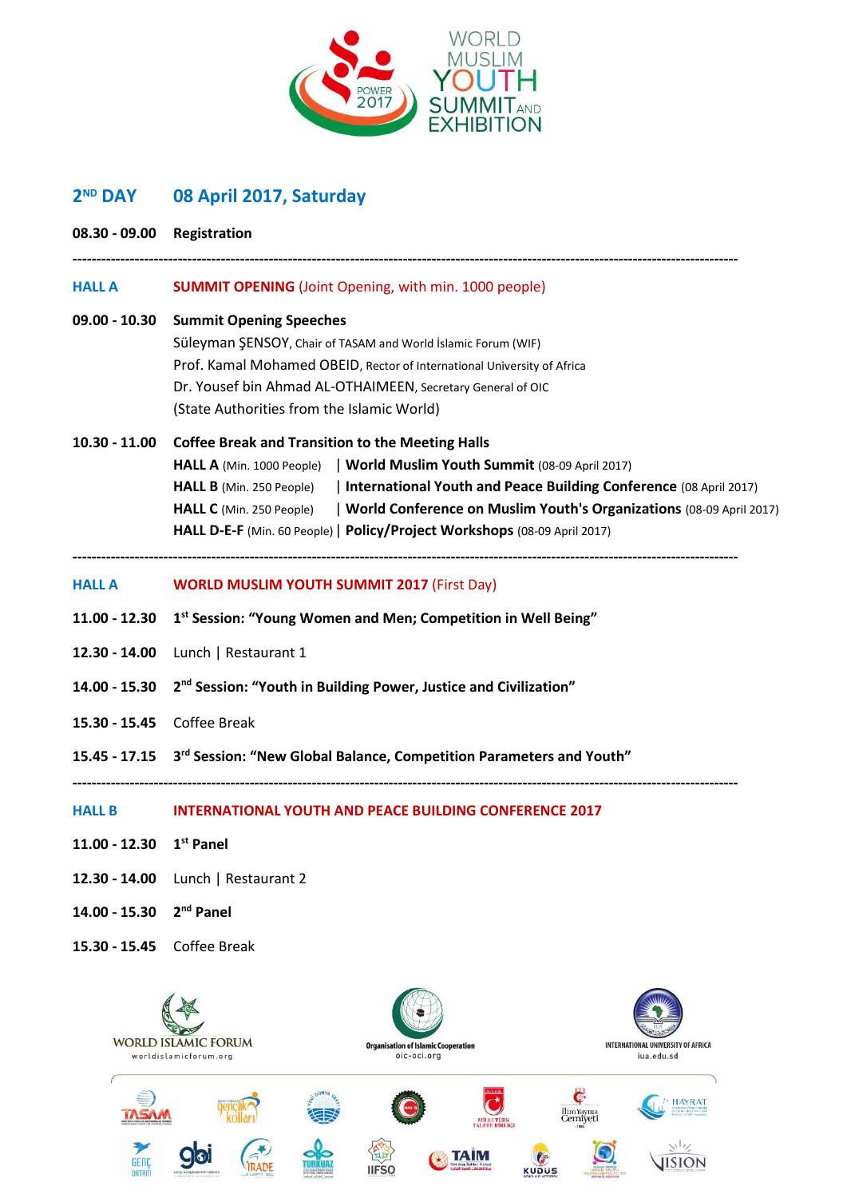# WORLD MUSLIM YOUTH SUMMIT AND EXHIBITION

POWER 2017

## 2ND DAY — 08 April 2017, Saturday

**08.30 - 09.00** **Registration**

---

**HALL A** — **SUMMIT OPENING** (Joint Opening, with min. 1000 people)

**09.00 - 10.30** **Summit Opening Speeches**

Süleyman ŞENSOY, Chair of TASAM and World İslamic Forum (WIF)
Prof. Kamal Mohamed OBEID, Rector of International University of Africa
Dr. Yousef bin Ahmad AL-OTHAIMEEN, Secretary General of OIC
(State Authorities from the Islamic World)

**10.30 - 11.00** **Coffee Break and Transition to the Meeting Halls**

**HALL A** (Min. 1000 People) | **World Muslim Youth Summit** (08-09 April 2017)
**HALL B** (Min. 250 People) | **International Youth and Peace Building Conference** (08 April 2017)
**HALL C** (Min. 250 People) | **World Conference on Muslim Youth's Organizations** (08-09 April 2017)
**HALL D-E-F** (Min. 60 People) | **Policy/Project Workshops** (08-09 April 2017)

---

**HALL A** — **WORLD MUSLIM YOUTH SUMMIT 2017** (First Day)

**11.00 - 12.30** **1st Session: "Young Women and Men; Competition in Well Being"**

**12.30 - 14.00** Lunch | Restaurant 1

**14.00 - 15.30** **2nd Session: "Youth in Building Power, Justice and Civilization"**

**15.30 - 15.45** Coffee Break

**15.45 - 17.15** **3rd Session: "New Global Balance, Competition Parameters and Youth"**

---

**HALL B** — **INTERNATIONAL YOUTH AND PEACE BUILDING CONFERENCE 2017**

**11.00 - 12.30** **1st Panel**

**12.30 - 14.00** Lunch | Restaurant 2

**14.00 - 15.30** **2nd Panel**

**15.30 - 15.45** Coffee Break

WORLD ISLAMIC FORUM — worldislamicforum.org
Organisation of Islamic Cooperation — oic-oci.org
INTERNATIONAL UNIVERSITY OF AFRICA — iua.edu.sd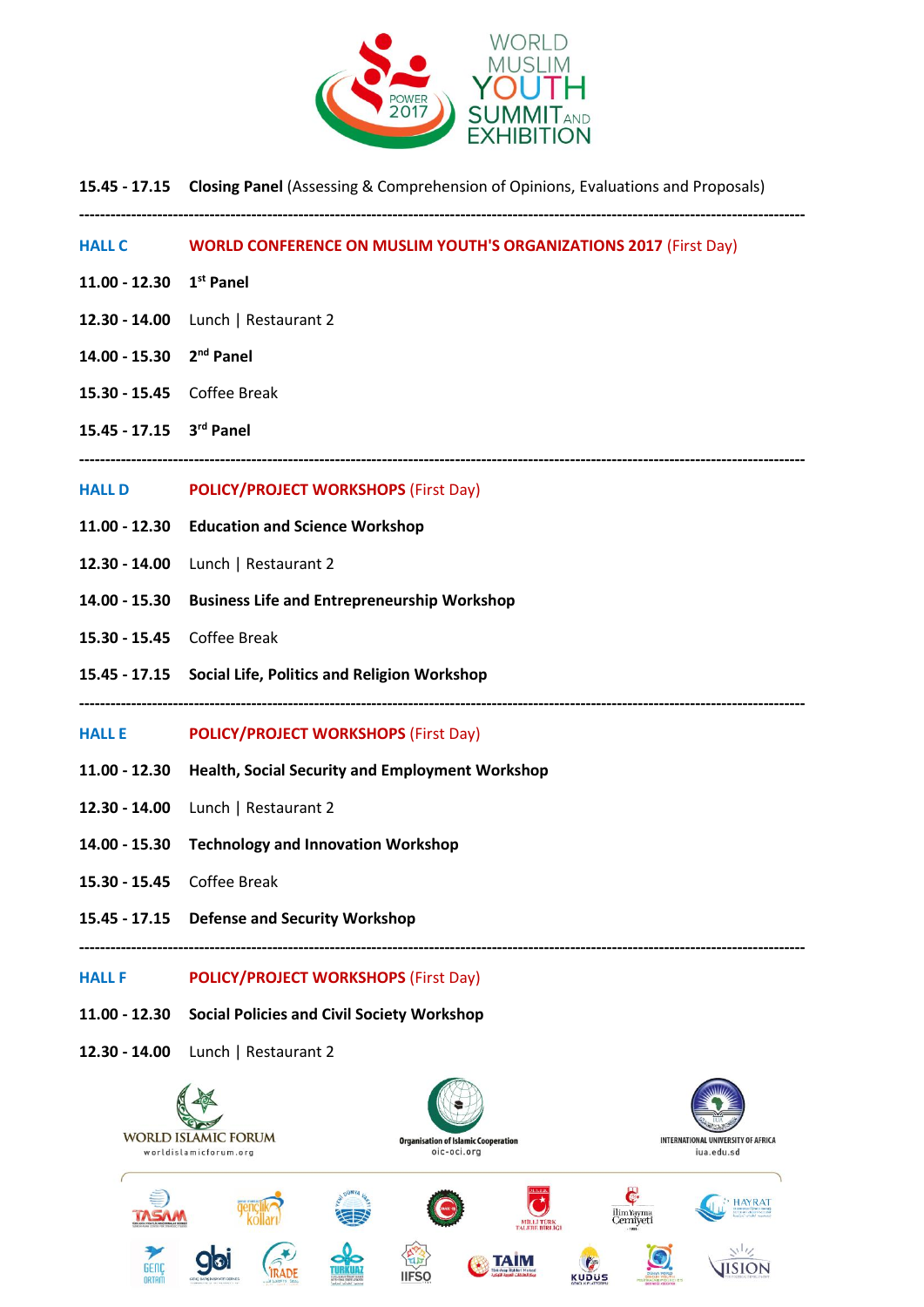**15.45 - 17.15** **Closing Panel** (Assessing & Comprehension of Opinions, Evaluations and Proposals)

---

**HALL C** **WORLD CONFERENCE ON MUSLIM YOUTH'S ORGANIZATIONS 2017** (First Day)

**11.00 - 12.30** **1st Panel**

**12.30 - 14.00** Lunch | Restaurant 2

**14.00 - 15.30** **2nd Panel**

**15.30 - 15.45** Coffee Break

**15.45 - 17.15** **3rd Panel**

---

**HALL D** **POLICY/PROJECT WORKSHOPS** (First Day)

**11.00 - 12.30** **Education and Science Workshop**

**12.30 - 14.00** Lunch | Restaurant 2

**14.00 - 15.30** **Business Life and Entrepreneurship Workshop**

**15.30 - 15.45** Coffee Break

**15.45 - 17.15** **Social Life, Politics and Religion Workshop**

---

**HALL E** **POLICY/PROJECT WORKSHOPS** (First Day)

**11.00 - 12.30** **Health, Social Security and Employment Workshop**

**12.30 - 14.00** Lunch | Restaurant 2

**14.00 - 15.30** **Technology and Innovation Workshop**

**15.30 - 15.45** Coffee Break

**15.45 - 17.15** **Defense and Security Workshop**

---

**HALL F** **POLICY/PROJECT WORKSHOPS** (First Day)

**11.00 - 12.30** **Social Policies and Civil Society Workshop**

**12.30 - 14.00** Lunch | Restaurant 2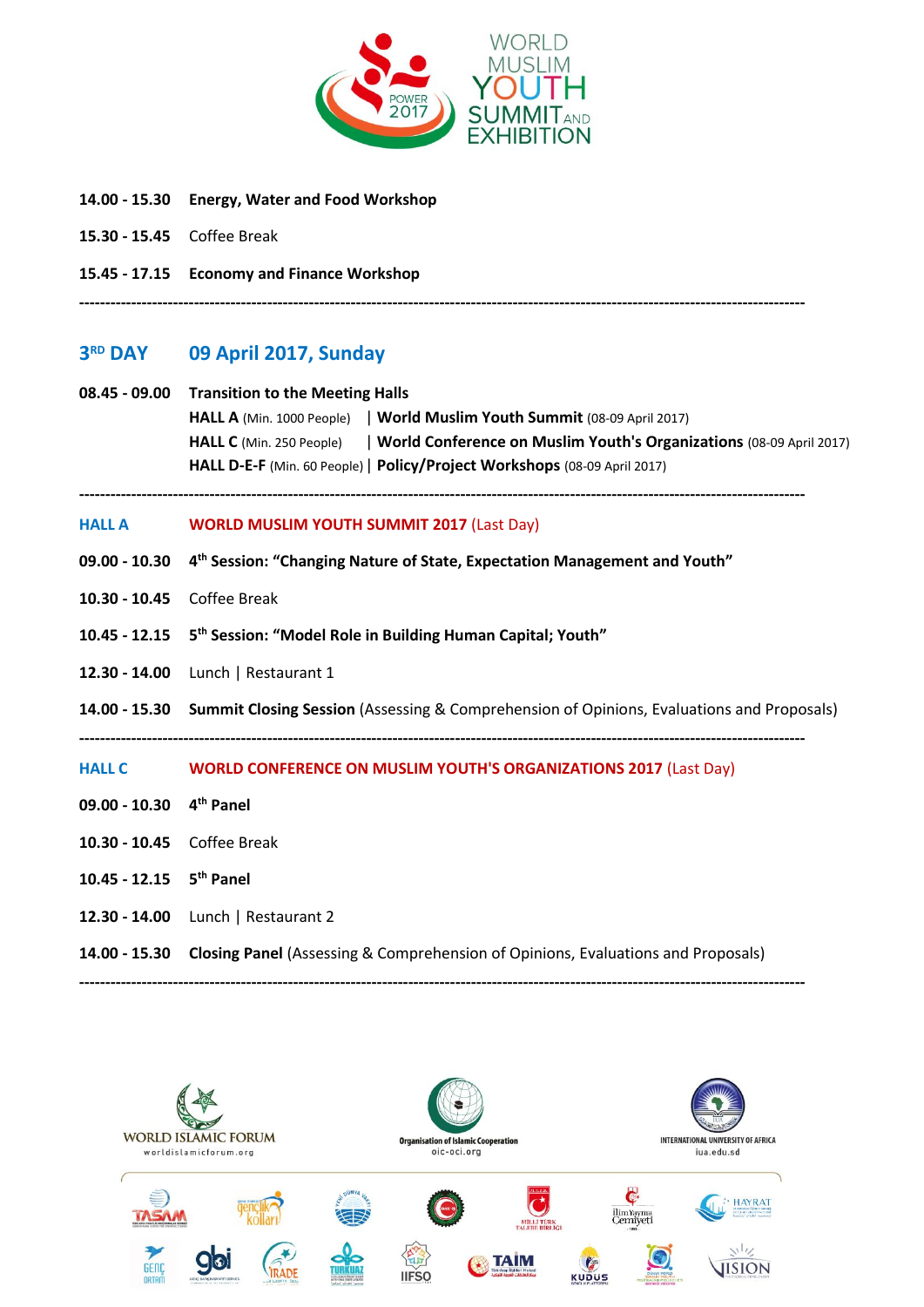**14.00 - 15.30** **Energy, Water and Food Workshop**

**15.30 - 15.45** Coffee Break

**15.45 - 17.15** **Economy and Finance Workshop**

---

## 3RD DAY 09 April 2017, Sunday

**08.45 - 09.00** **Transition to the Meeting Halls**

**HALL A** (Min. 1000 People) | **World Muslim Youth Summit** (08-09 April 2017)
**HALL C** (Min. 250 People) | **World Conference on Muslim Youth's Organizations** (08-09 April 2017)
**HALL D-E-F** (Min. 60 People) | **Policy/Project Workshops** (08-09 April 2017)

---

### HALL A — WORLD MUSLIM YOUTH SUMMIT 2017 (Last Day)

**09.00 - 10.30** **4th Session: "Changing Nature of State, Expectation Management and Youth"**

**10.30 - 10.45** Coffee Break

**10.45 - 12.15** **5th Session: "Model Role in Building Human Capital; Youth"**

**12.30 - 14.00** Lunch | Restaurant 1

**14.00 - 15.30** **Summit Closing Session** (Assessing & Comprehension of Opinions, Evaluations and Proposals)

---

### HALL C — WORLD CONFERENCE ON MUSLIM YOUTH'S ORGANIZATIONS 2017 (Last Day)

**09.00 - 10.30** **4th Panel**

**10.30 - 10.45** Coffee Break

**10.45 - 12.15** **5th Panel**

**12.30 - 14.00** Lunch | Restaurant 2

**14.00 - 15.30** **Closing Panel** (Assessing & Comprehension of Opinions, Evaluations and Proposals)

---

WORLD ISLAMIC FORUM
worldislamicforum.org

Organisation of Islamic Cooperation
oic-oci.org

INTERNATIONAL UNIVERSITY OF AFRICA
iua.edu.sd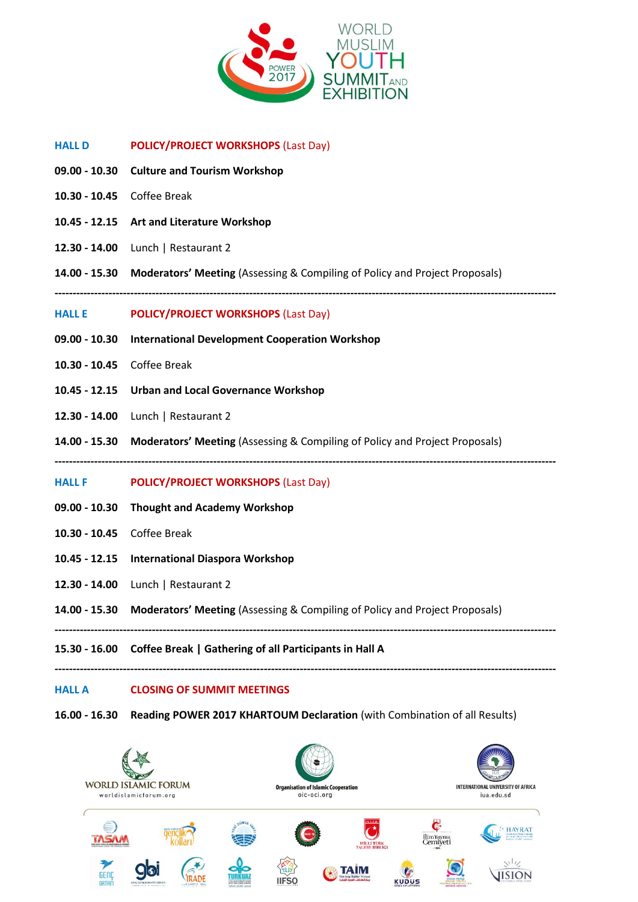WORLD MUSLIM YOUTH SUMMIT AND EXHIBITION

POWER 2017

**HALL D** — **POLICY/PROJECT WORKSHOPS** (Last Day)

**09.00 - 10.30** **Culture and Tourism Workshop**

**10.30 - 10.45** Coffee Break

**10.45 - 12.15** **Art and Literature Workshop**

**12.30 - 14.00** Lunch | Restaurant 2

**14.00 - 15.30** **Moderators' Meeting** (Assessing & Compiling of Policy and Project Proposals)

---

**HALL E** — **POLICY/PROJECT WORKSHOPS** (Last Day)

**09.00 - 10.30** **International Development Cooperation Workshop**

**10.30 - 10.45** Coffee Break

**10.45 - 12.15** **Urban and Local Governance Workshop**

**12.30 - 14.00** Lunch | Restaurant 2

**14.00 - 15.30** **Moderators' Meeting** (Assessing & Compiling of Policy and Project Proposals)

---

**HALL F** — **POLICY/PROJECT WORKSHOPS** (Last Day)

**09.00 - 10.30** **Thought and Academy Workshop**

**10.30 - 10.45** Coffee Break

**10.45 - 12.15** **International Diaspora Workshop**

**12.30 - 14.00** Lunch | Restaurant 2

**14.00 - 15.30** **Moderators' Meeting** (Assessing & Compiling of Policy and Project Proposals)

---

**15.30 - 16.00** **Coffee Break | Gathering of all Participants in Hall A**

---

**HALL A** — **CLOSING OF SUMMIT MEETINGS**

**16.00 - 16.30** **Reading POWER 2017 KHARTOUM Declaration** (with Combination of all Results)

WORLD ISLAMIC FORUM
worldislamicforum.org

Organisation of Islamic Cooperation
oic-oci.org

INTERNATIONAL UNIVERSITY OF AFRICA
iua.edu.sd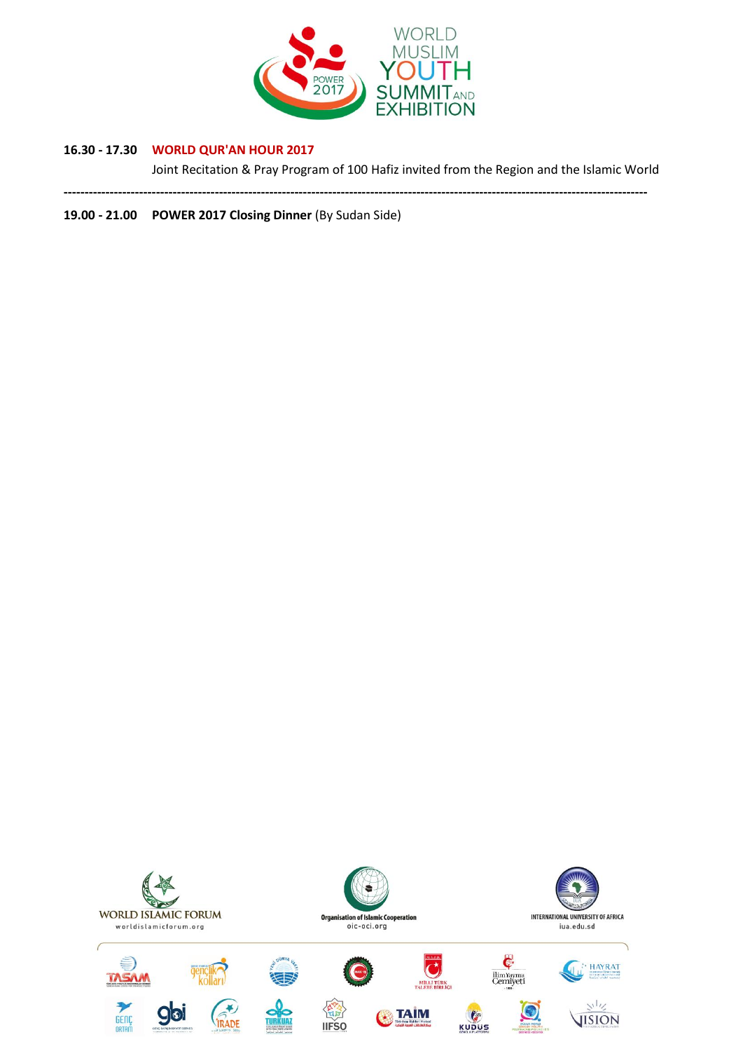**16.30 - 17.30** **WORLD QUR'AN HOUR 2017**

Joint Recitation & Pray Program of 100 Hafiz invited from the Region and the Islamic World

---

**19.00 - 21.00** **POWER 2017 Closing Dinner** (By Sudan Side)